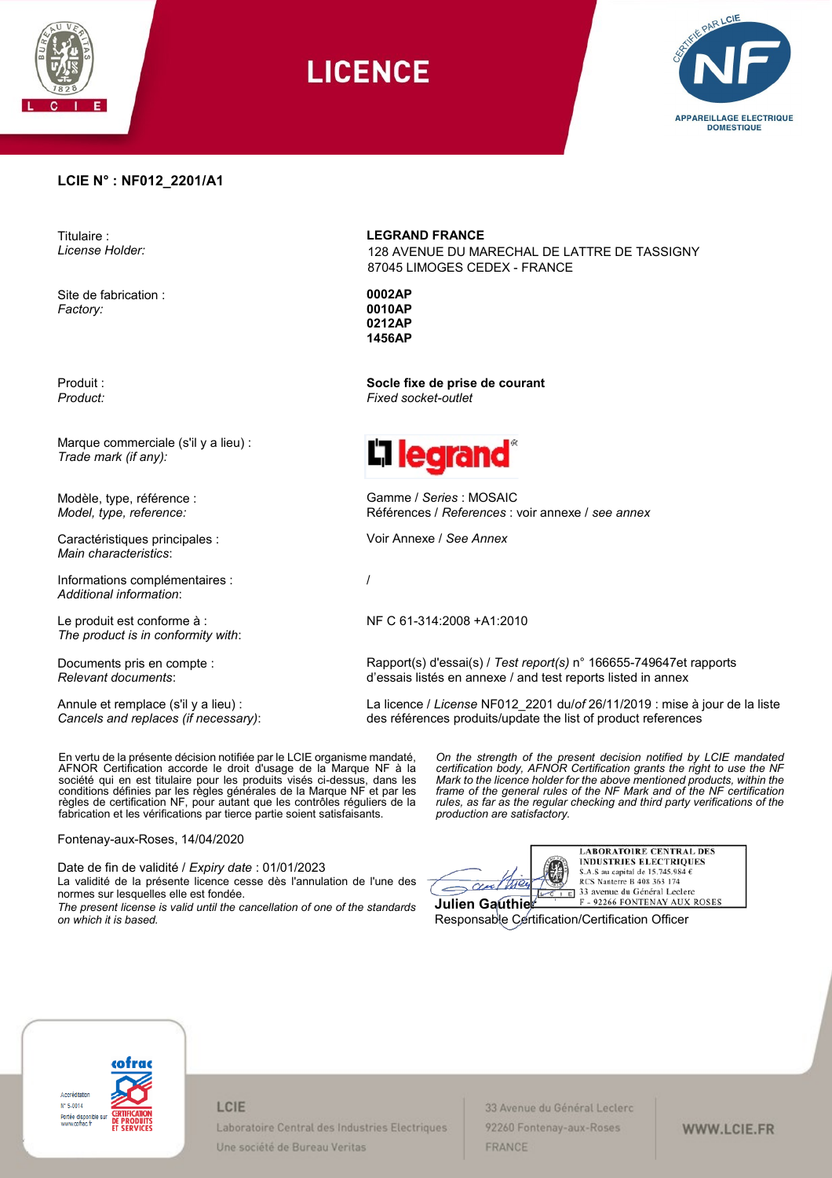# LICENCE

**LCIE N° : NF012_2201/A1**

| | |
|---|---|
| Titulaire :<br>*License Holder:* | **LEGRAND FRANCE**<br>128 AVENUE DU MARECHAL DE LATTRE DE TASSIGNY<br>87045 LIMOGES CEDEX - FRANCE |
| Site de fabrication :<br>*Factory:* | **0002AP**<br>**0010AP**<br>**0212AP**<br>**1456AP** |
| Produit :<br>*Product:* | **Socle fixe de prise de courant**<br>*Fixed socket-outlet* |
| Marque commerciale (s'il y a lieu) :<br>*Trade mark (if any):* | legrand |
| Modèle, type, référence :<br>*Model, type, reference:* | Gamme / *Series* : MOSAIC<br>Références / *References* : voir annexe / *see annex* |
| Caractéristiques principales :<br>*Main characteristics*: | Voir Annexe / *See Annex* |
| Informations complémentaires :<br>*Additional information*: | / |
| Le produit est conforme à :<br>*The product is in conformity with*: | NF C 61-314:2008 +A1:2010 |
| Documents pris en compte :<br>*Relevant documents*: | Rapport(s) d'essai(s) / *Test report(s)* n° 166655-749647et rapports d'essais listés en annexe / and test reports listed in annex |
| Annule et remplace (s'il y a lieu) :<br>*Cancels and replaces (if necessary)*: | La licence / *License* NF012_2201 du/*of* 26/11/2019 : mise à jour de la liste des références produits/update the list of product references |

En vertu de la présente décision notifiée par le LCIE organisme mandaté, AFNOR Certification accorde le droit d'usage de la Marque NF à la société qui en est titulaire pour les produits visés ci-dessus, dans les conditions définies par les règles générales de la Marque NF et par les règles de certification NF, pour autant que les contrôles réguliers de la fabrication et les vérifications par tierce partie soient satisfaisants.

*On the strength of the present decision notified by LCIE mandated certification body, AFNOR Certification grants the right to use the NF Mark to the licence holder for the above mentioned products, within the frame of the general rules of the NF Mark and of the NF certification rules, as far as the regular checking and third party verifications of the production are satisfactory.*

Fontenay-aux-Roses, 14/04/2020

Date de fin de validité / *Expiry date* : 01/01/2023

La validité de la présente licence cesse dès l'annulation de l'une des normes sur lesquelles elle est fondée.

*The present license is valid until the cancellation of one of the standards on which it is based.*

LABORATOIRE CENTRAL DES INDUSTRIES ELECTRIQUES
S.A.S au capital de 15.745.984 €
RCS Nanterre B 408 363 174
33 avenue du Général Leclerc
F - 92266 FONTENAY AUX ROSES

**Julien Gauthier**
Responsable Certification/Certification Officer

Accréditation N° 5-0014
Portée disponible sur www.cofrac.fr

LCIE
Laboratoire Central des Industries Electriques
Une société de Bureau Veritas

33 Avenue du Général Leclerc
92260 Fontenay-aux-Roses
FRANCE

WWW.LCIE.FR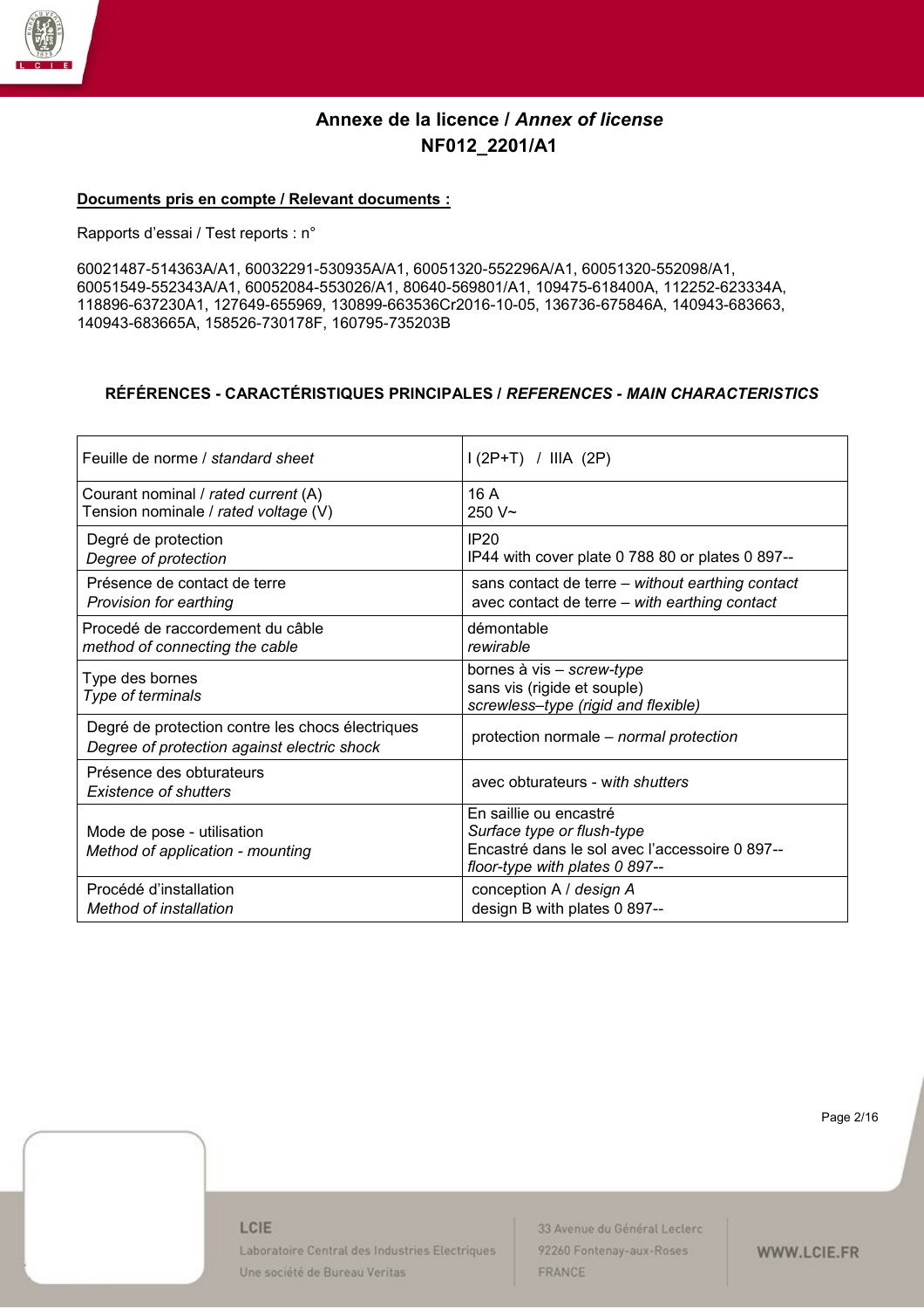# Annexe de la licence / *Annex of license*
# NF012_2201/A1

**Documents pris en compte / Relevant documents :**

Rapports d'essai / Test reports : n°

60021487-514363A/A1, 60032291-530935A/A1, 60051320-552296A/A1, 60051320-552098/A1, 60051549-552343A/A1, 60052084-553026/A1, 80640-569801/A1, 109475-618400A, 112252-623334A, 118896-637230A1, 127649-655969, 130899-663536Cr2016-10-05, 136736-675846A, 140943-683663, 140943-683665A, 158526-730178F, 160795-735203B

**RÉFÉRENCES - CARACTÉRISTIQUES PRINCIPALES / *REFERENCES - MAIN CHARACTERISTICS***

| | |
|---|---|
| Feuille de norme / *standard sheet* | I (2P+T) / IIIA (2P) |
| Courant nominal / *rated current* (A)<br>Tension nominale / *rated voltage* (V) | 16 A<br>250 V~ |
| Degré de protection<br>*Degree of protection* | IP20<br>IP44 with cover plate 0 788 80 or plates 0 897-- |
| Présence de contact de terre<br>*Provision for earthing* | sans contact de terre – *without earthing contact*<br>avec contact de terre – *with earthing contact* |
| Procedé de raccordement du câble<br>*method of connecting the cable* | démontable<br>*rewirable* |
| Type des bornes<br>*Type of terminals* | bornes à vis – *screw-type*<br>sans vis (rigide et souple)<br>*screwless–type (rigid and flexible)* |
| Degré de protection contre les chocs électriques<br>*Degree of protection against electric shock* | protection normale – *normal protection* |
| Présence des obturateurs<br>*Existence of shutters* | avec obturateurs - *with shutters* |
| Mode de pose - utilisation<br>*Method of application - mounting* | En saillie ou encastré<br>*Surface type or flush-type*<br>Encastré dans le sol avec l'accessoire 0 897--<br>*floor-type with plates 0 897--* |
| Procédé d'installation<br>*Method of installation* | conception A / *design A*<br>design B with plates 0 897-- |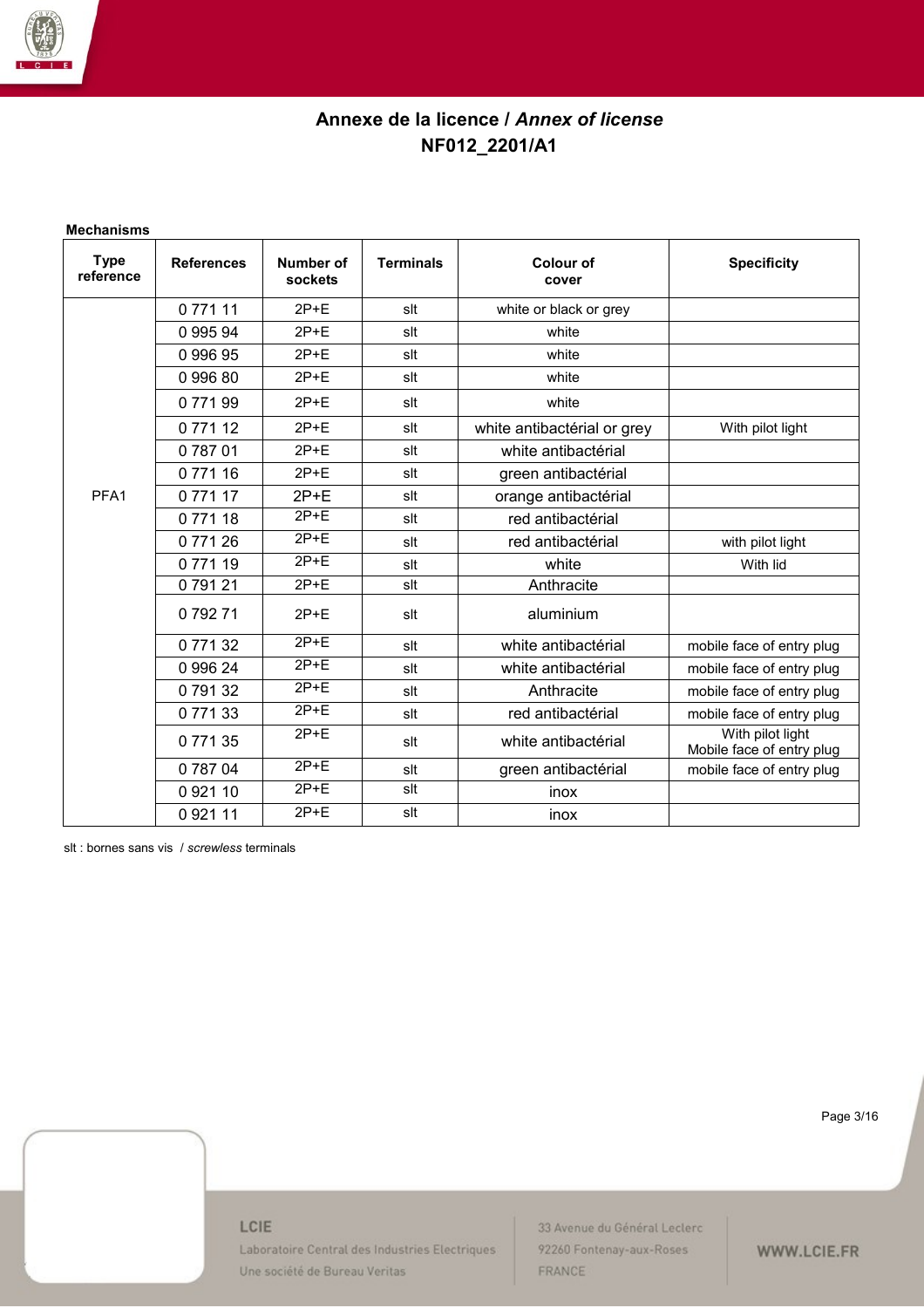# Annexe de la licence / *Annex of license*

# NF012_2201/A1

**Mechanisms**

| Type reference | References | Number of sockets | Terminals | Colour of cover | Specificity |
|---|---|---|---|---|---|
| PFA1 | 0 771 11 | 2P+E | slt | white or black or grey | |
| | 0 995 94 | 2P+E | slt | white | |
| | 0 996 95 | 2P+E | slt | white | |
| | 0 996 80 | 2P+E | slt | white | |
| | 0 771 99 | 2P+E | slt | white | |
| | 0 771 12 | 2P+E | slt | white antibactérial or grey | With pilot light |
| | 0 787 01 | 2P+E | slt | white antibactérial | |
| | 0 771 16 | 2P+E | slt | green antibactérial | |
| | 0 771 17 | 2P+E | slt | orange antibactérial | |
| | 0 771 18 | 2P+E | slt | red antibactérial | |
| | 0 771 26 | 2P+E | slt | red antibactérial | with pilot light |
| | 0 771 19 | 2P+E | slt | white | With lid |
| | 0 791 21 | 2P+E | slt | Anthracite | |
| | 0 792 71 | 2P+E | slt | aluminium | |
| | 0 771 32 | 2P+E | slt | white antibactérial | mobile face of entry plug |
| | 0 996 24 | 2P+E | slt | white antibactérial | mobile face of entry plug |
| | 0 791 32 | 2P+E | slt | Anthracite | mobile face of entry plug |
| | 0 771 33 | 2P+E | slt | red antibactérial | mobile face of entry plug |
| | 0 771 35 | 2P+E | slt | white antibactérial | With pilot light Mobile face of entry plug |
| | 0 787 04 | 2P+E | slt | green antibactérial | mobile face of entry plug |
| | 0 921 10 | 2P+E | slt | inox | |
| | 0 921 11 | 2P+E | slt | inox | |

slt : bornes sans vis / *screwless* terminals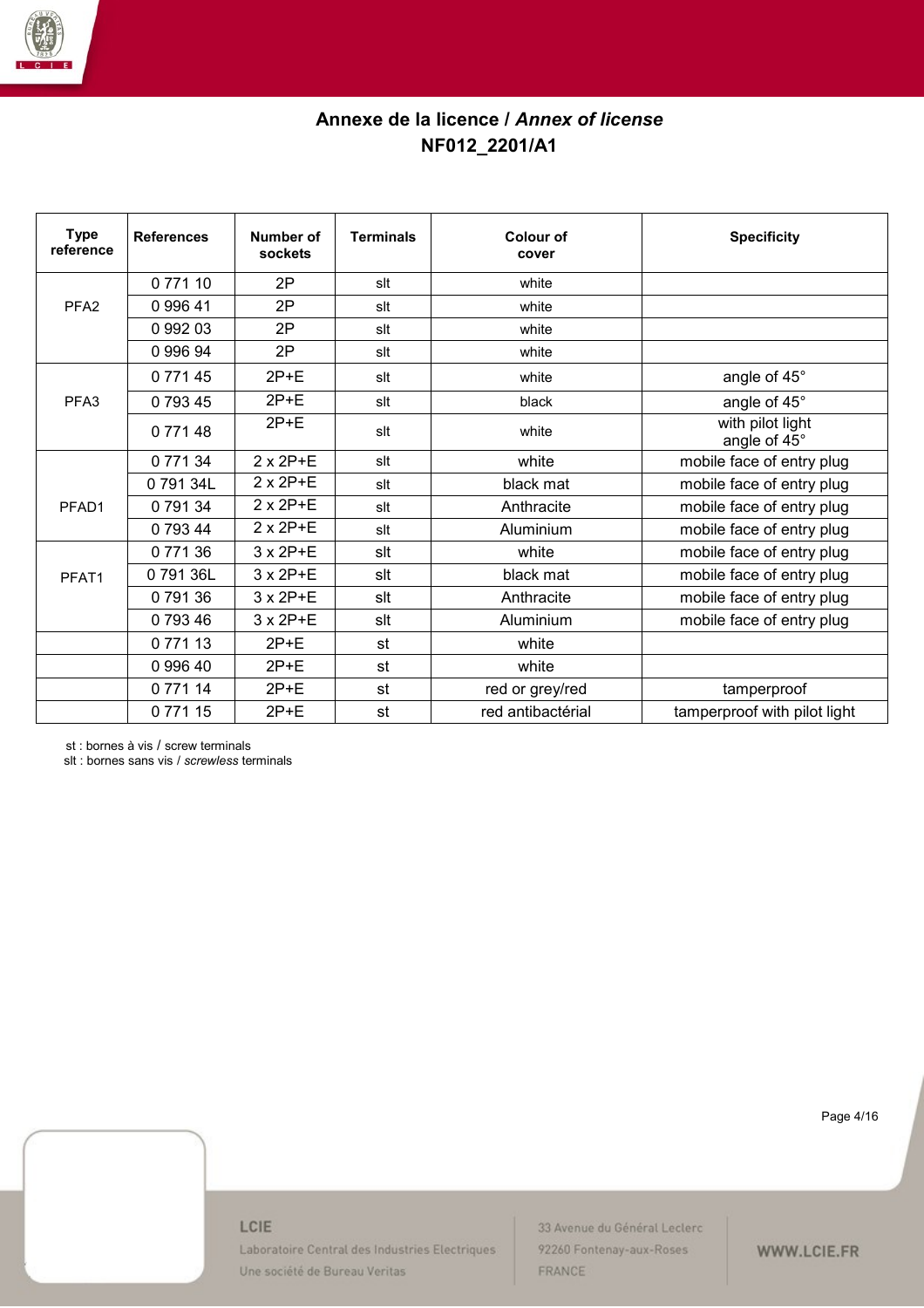## Annexe de la licence / *Annex of license*

## NF012_2201/A1

| Type reference | References | Number of sockets | Terminals | Colour of cover | Specificity |
|---|---|---|---|---|---|
| PFA2 | 0 771 10 | 2P | slt | white | |
| | 0 996 41 | 2P | slt | white | |
| | 0 992 03 | 2P | slt | white | |
| | 0 996 94 | 2P | slt | white | |
| PFA3 | 0 771 45 | 2P+E | slt | white | angle of 45° |
| | 0 793 45 | 2P+E | slt | black | angle of 45° |
| | 0 771 48 | 2P+E | slt | white | with pilot light angle of 45° |
| PFAD1 | 0 771 34 | 2 x 2P+E | slt | white | mobile face of entry plug |
| | 0 791 34L | 2 x 2P+E | slt | black mat | mobile face of entry plug |
| | 0 791 34 | 2 x 2P+E | slt | Anthracite | mobile face of entry plug |
| | 0 793 44 | 2 x 2P+E | slt | Aluminium | mobile face of entry plug |
| PFAT1 | 0 771 36 | 3 x 2P+E | slt | white | mobile face of entry plug |
| | 0 791 36L | 3 x 2P+E | slt | black mat | mobile face of entry plug |
| | 0 791 36 | 3 x 2P+E | slt | Anthracite | mobile face of entry plug |
| | 0 793 46 | 3 x 2P+E | slt | Aluminium | mobile face of entry plug |
| | 0 771 13 | 2P+E | st | white | |
| | 0 996 40 | 2P+E | st | white | |
| | 0 771 14 | 2P+E | st | red or grey/red | tamperproof |
| | 0 771 15 | 2P+E | st | red antibactérial | tamperproof with pilot light |

st : bornes à vis / screw terminals
slt : bornes sans vis / *screwless* terminals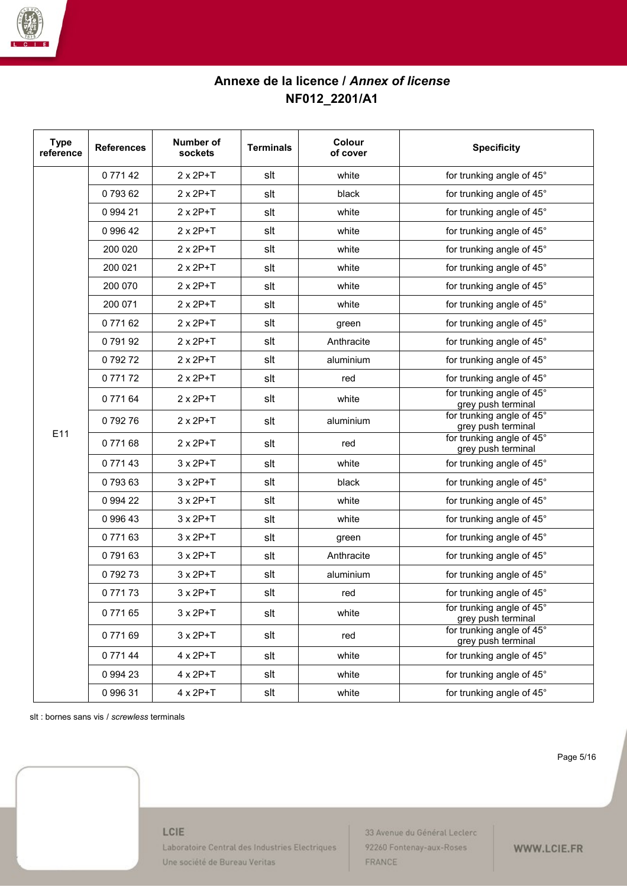**Annexe de la licence / *Annex of license***
**NF012_2201/A1**

| Type reference | References | Number of sockets | Terminals | Colour of cover | Specificity |
|---|---|---|---|---|---|
| E11 | 0 771 42 | 2 x 2P+T | slt | white | for trunking angle of 45° |
| | 0 793 62 | 2 x 2P+T | slt | black | for trunking angle of 45° |
| | 0 994 21 | 2 x 2P+T | slt | white | for trunking angle of 45° |
| | 0 996 42 | 2 x 2P+T | slt | white | for trunking angle of 45° |
| | 200 020 | 2 x 2P+T | slt | white | for trunking angle of 45° |
| | 200 021 | 2 x 2P+T | slt | white | for trunking angle of 45° |
| | 200 070 | 2 x 2P+T | slt | white | for trunking angle of 45° |
| | 200 071 | 2 x 2P+T | slt | white | for trunking angle of 45° |
| | 0 771 62 | 2 x 2P+T | slt | green | for trunking angle of 45° |
| | 0 791 92 | 2 x 2P+T | slt | Anthracite | for trunking angle of 45° |
| | 0 792 72 | 2 x 2P+T | slt | aluminium | for trunking angle of 45° |
| | 0 771 72 | 2 x 2P+T | slt | red | for trunking angle of 45° |
| | 0 771 64 | 2 x 2P+T | slt | white | for trunking angle of 45° grey push terminal |
| | 0 792 76 | 2 x 2P+T | slt | aluminium | for trunking angle of 45° grey push terminal |
| | 0 771 68 | 2 x 2P+T | slt | red | for trunking angle of 45° grey push terminal |
| | 0 771 43 | 3 x 2P+T | slt | white | for trunking angle of 45° |
| | 0 793 63 | 3 x 2P+T | slt | black | for trunking angle of 45° |
| | 0 994 22 | 3 x 2P+T | slt | white | for trunking angle of 45° |
| | 0 996 43 | 3 x 2P+T | slt | white | for trunking angle of 45° |
| | 0 771 63 | 3 x 2P+T | slt | green | for trunking angle of 45° |
| | 0 791 63 | 3 x 2P+T | slt | Anthracite | for trunking angle of 45° |
| | 0 792 73 | 3 x 2P+T | slt | aluminium | for trunking angle of 45° |
| | 0 771 73 | 3 x 2P+T | slt | red | for trunking angle of 45° |
| | 0 771 65 | 3 x 2P+T | slt | white | for trunking angle of 45° grey push terminal |
| | 0 771 69 | 3 x 2P+T | slt | red | for trunking angle of 45° grey push terminal |
| | 0 771 44 | 4 x 2P+T | slt | white | for trunking angle of 45° |
| | 0 994 23 | 4 x 2P+T | slt | white | for trunking angle of 45° |
| | 0 996 31 | 4 x 2P+T | slt | white | for trunking angle of 45° |

slt : bornes sans vis / *screwless* terminals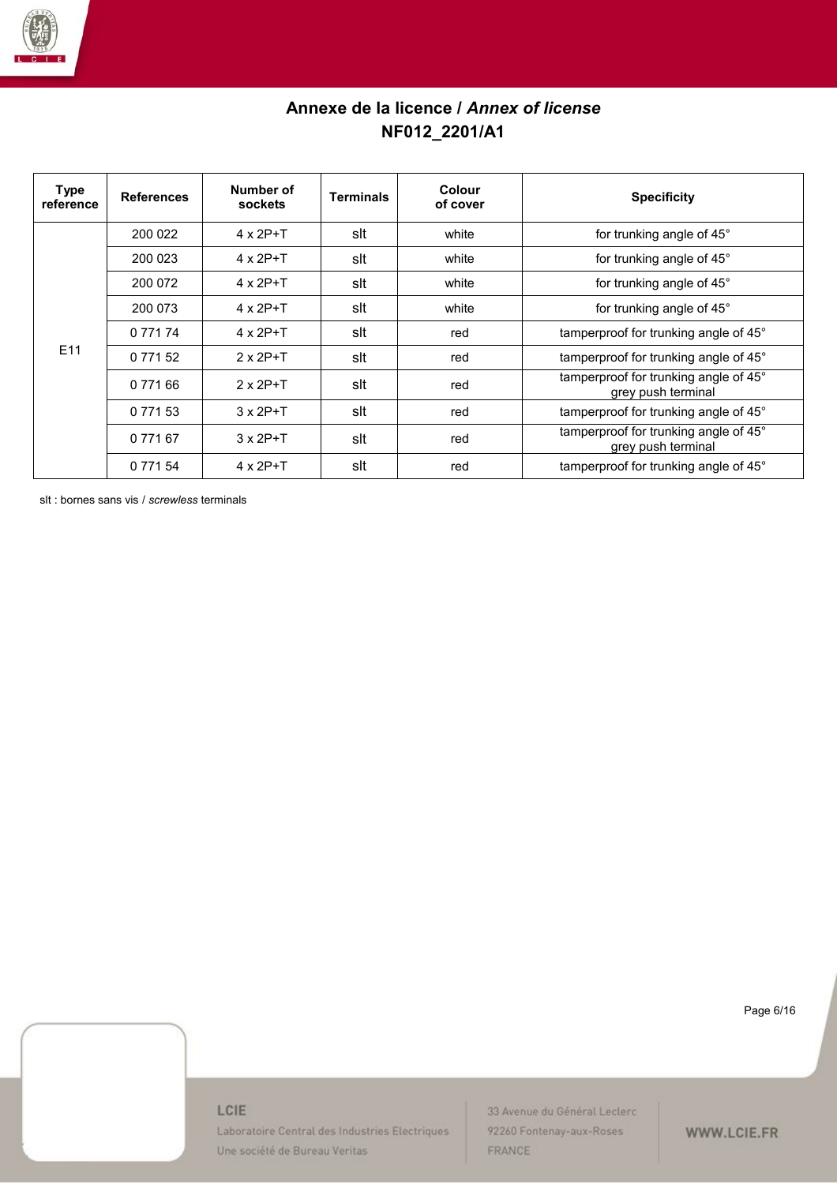## Annexe de la licence / *Annex of license*
## NF012_2201/A1

| Type reference | References | Number of sockets | Terminals | Colour of cover | Specificity |
|---|---|---|---|---|---|
| E11 | 200 022 | 4 x 2P+T | slt | white | for trunking angle of 45° |
| | 200 023 | 4 x 2P+T | slt | white | for trunking angle of 45° |
| | 200 072 | 4 x 2P+T | slt | white | for trunking angle of 45° |
| | 200 073 | 4 x 2P+T | slt | white | for trunking angle of 45° |
| | 0 771 74 | 4 x 2P+T | slt | red | tamperproof for trunking angle of 45° |
| | 0 771 52 | 2 x 2P+T | slt | red | tamperproof for trunking angle of 45° |
| | 0 771 66 | 2 x 2P+T | slt | red | tamperproof for trunking angle of 45° grey push terminal |
| | 0 771 53 | 3 x 2P+T | slt | red | tamperproof for trunking angle of 45° |
| | 0 771 67 | 3 x 2P+T | slt | red | tamperproof for trunking angle of 45° grey push terminal |
| | 0 771 54 | 4 x 2P+T | slt | red | tamperproof for trunking angle of 45° |

slt : bornes sans vis / *screwless* terminals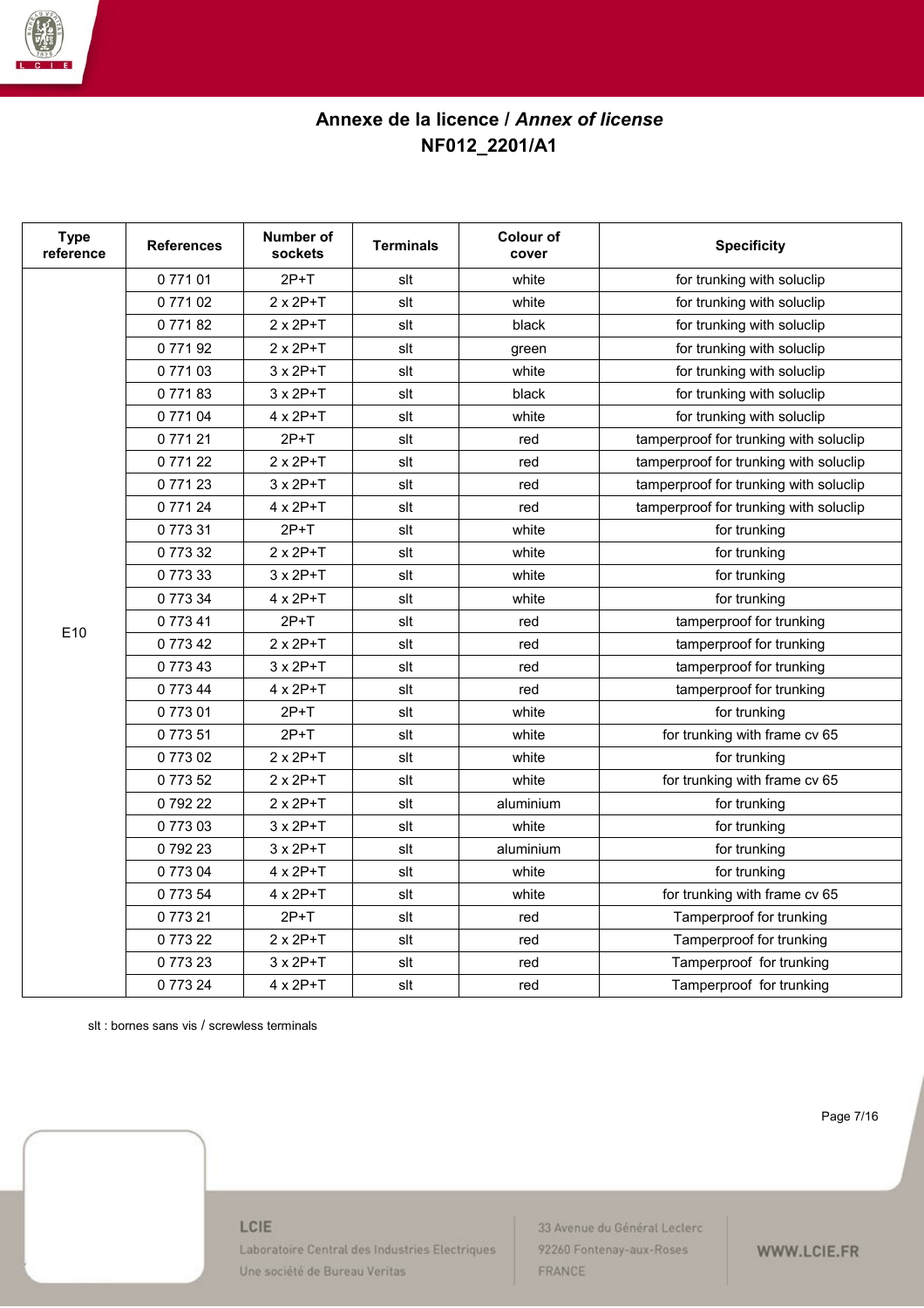**Annexe de la licence / *Annex of license***
**NF012_2201/A1**

| Type reference | References | Number of sockets | Terminals | Colour of cover | Specificity |
|---|---|---|---|---|---|
| E10 | 0 771 01 | 2P+T | slt | white | for trunking with soluclip |
| | 0 771 02 | 2 x 2P+T | slt | white | for trunking with soluclip |
| | 0 771 82 | 2 x 2P+T | slt | black | for trunking with soluclip |
| | 0 771 92 | 2 x 2P+T | slt | green | for trunking with soluclip |
| | 0 771 03 | 3 x 2P+T | slt | white | for trunking with soluclip |
| | 0 771 83 | 3 x 2P+T | slt | black | for trunking with soluclip |
| | 0 771 04 | 4 x 2P+T | slt | white | for trunking with soluclip |
| | 0 771 21 | 2P+T | slt | red | tamperproof for trunking with soluclip |
| | 0 771 22 | 2 x 2P+T | slt | red | tamperproof for trunking with soluclip |
| | 0 771 23 | 3 x 2P+T | slt | red | tamperproof for trunking with soluclip |
| | 0 771 24 | 4 x 2P+T | slt | red | tamperproof for trunking with soluclip |
| | 0 773 31 | 2P+T | slt | white | for trunking |
| | 0 773 32 | 2 x 2P+T | slt | white | for trunking |
| | 0 773 33 | 3 x 2P+T | slt | white | for trunking |
| | 0 773 34 | 4 x 2P+T | slt | white | for trunking |
| | 0 773 41 | 2P+T | slt | red | tamperproof for trunking |
| | 0 773 42 | 2 x 2P+T | slt | red | tamperproof for trunking |
| | 0 773 43 | 3 x 2P+T | slt | red | tamperproof for trunking |
| | 0 773 44 | 4 x 2P+T | slt | red | tamperproof for trunking |
| | 0 773 01 | 2P+T | slt | white | for trunking |
| | 0 773 51 | 2P+T | slt | white | for trunking with frame cv 65 |
| | 0 773 02 | 2 x 2P+T | slt | white | for trunking |
| | 0 773 52 | 2 x 2P+T | slt | white | for trunking with frame cv 65 |
| | 0 792 22 | 2 x 2P+T | slt | aluminium | for trunking |
| | 0 773 03 | 3 x 2P+T | slt | white | for trunking |
| | 0 792 23 | 3 x 2P+T | slt | aluminium | for trunking |
| | 0 773 04 | 4 x 2P+T | slt | white | for trunking |
| | 0 773 54 | 4 x 2P+T | slt | white | for trunking with frame cv 65 |
| | 0 773 21 | 2P+T | slt | red | Tamperproof for trunking |
| | 0 773 22 | 2 x 2P+T | slt | red | Tamperproof for trunking |
| | 0 773 23 | 3 x 2P+T | slt | red | Tamperproof for trunking |
| | 0 773 24 | 4 x 2P+T | slt | red | Tamperproof for trunking |

slt : bornes sans vis / screwless terminals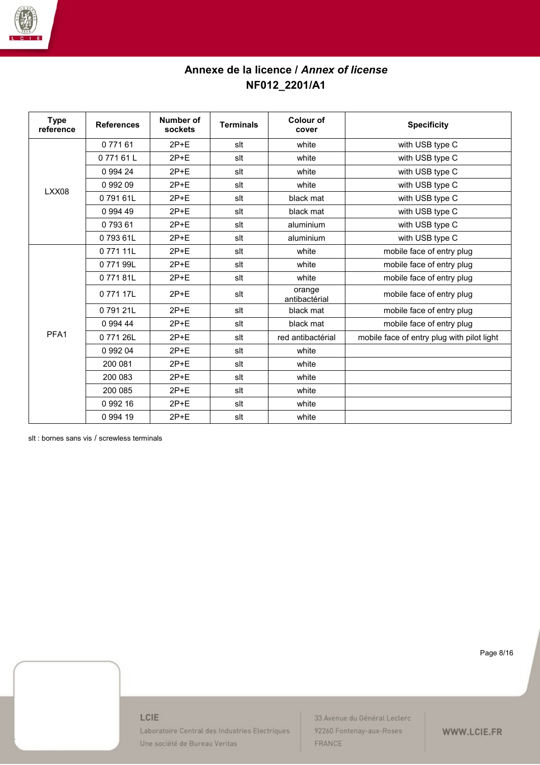## Annexe de la licence / *Annex of license*
## NF012_2201/A1

| Type reference | References | Number of sockets | Terminals | Colour of cover | Specificity |
|---|---|---|---|---|---|
| LXX08 | 0 771 61 | 2P+E | slt | white | with USB type C |
| | 0 771 61 L | 2P+E | slt | white | with USB type C |
| | 0 994 24 | 2P+E | slt | white | with USB type C |
| | 0 992 09 | 2P+E | slt | white | with USB type C |
| | 0 791 61L | 2P+E | slt | black mat | with USB type C |
| | 0 994 49 | 2P+E | slt | black mat | with USB type C |
| | 0 793 61 | 2P+E | slt | aluminium | with USB type C |
| | 0 793 61L | 2P+E | slt | aluminium | with USB type C |
| PFA1 | 0 771 11L | 2P+E | slt | white | mobile face of entry plug |
| | 0 771 99L | 2P+E | slt | white | mobile face of entry plug |
| | 0 771 81L | 2P+E | slt | white | mobile face of entry plug |
| | 0 771 17L | 2P+E | slt | orange antibactérial | mobile face of entry plug |
| | 0 791 21L | 2P+E | slt | black mat | mobile face of entry plug |
| | 0 994 44 | 2P+E | slt | black mat | mobile face of entry plug |
| | 0 771 26L | 2P+E | slt | red antibactérial | mobile face of entry plug with pilot light |
| | 0 992 04 | 2P+E | slt | white | |
| | 200 081 | 2P+E | slt | white | |
| | 200 083 | 2P+E | slt | white | |
| | 200 085 | 2P+E | slt | white | |
| | 0 992 16 | 2P+E | slt | white | |
| | 0 994 19 | 2P+E | slt | white | |

slt : bornes sans vis / screwless terminals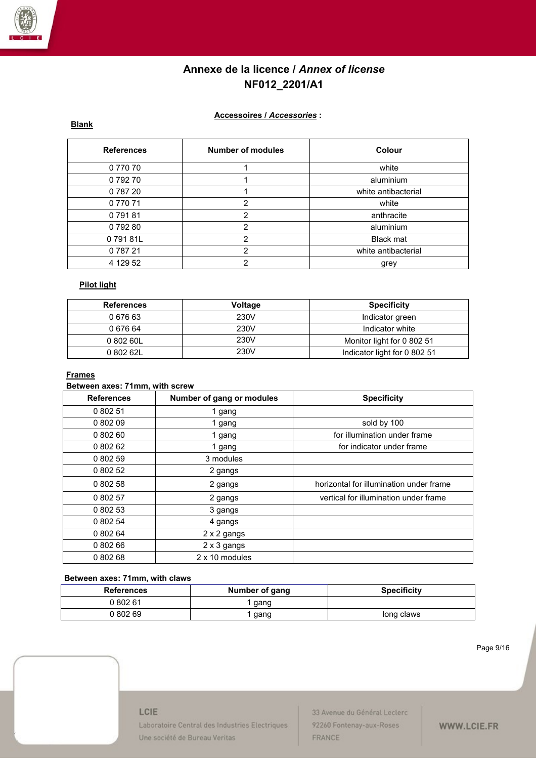# Annexe de la licence / *Annex of license*
# NF012_2201/A1

**Accessoires / *Accessories* :**

**Blank**

| References | Number of modules | Colour |
|---|---|---|
| 0 770 70 | 1 | white |
| 0 792 70 | 1 | aluminium |
| 0 787 20 | 1 | white antibacterial |
| 0 770 71 | 2 | white |
| 0 791 81 | 2 | anthracite |
| 0 792 80 | 2 | aluminium |
| 0 791 81L | 2 | Black mat |
| 0 787 21 | 2 | white antibacterial |
| 4 129 52 | 2 | grey |

**Pilot light**

| References | Voltage | Specificity |
|---|---|---|
| 0 676 63 | 230V | Indicator green |
| 0 676 64 | 230V | Indicator white |
| 0 802 60L | 230V | Monitor light for 0 802 51 |
| 0 802 62L | 230V | Indicator light for 0 802 51 |

**Frames**

**Between axes: 71mm, with screw**

| References | Number of gang or modules | Specificity |
|---|---|---|
| 0 802 51 | 1 gang | |
| 0 802 09 | 1 gang | sold by 100 |
| 0 802 60 | 1 gang | for illumination under frame |
| 0 802 62 | 1 gang | for indicator under frame |
| 0 802 59 | 3 modules | |
| 0 802 52 | 2 gangs | |
| 0 802 58 | 2 gangs | horizontal for illumination under frame |
| 0 802 57 | 2 gangs | vertical for illumination under frame |
| 0 802 53 | 3 gangs | |
| 0 802 54 | 4 gangs | |
| 0 802 64 | 2 x 2 gangs | |
| 0 802 66 | 2 x 3 gangs | |
| 0 802 68 | 2 x 10 modules | |

**Between axes: 71mm, with claws**

| References | Number of gang | Specificity |
|---|---|---|
| 0 802 61 | 1 gang | |
| 0 802 69 | 1 gang | long claws |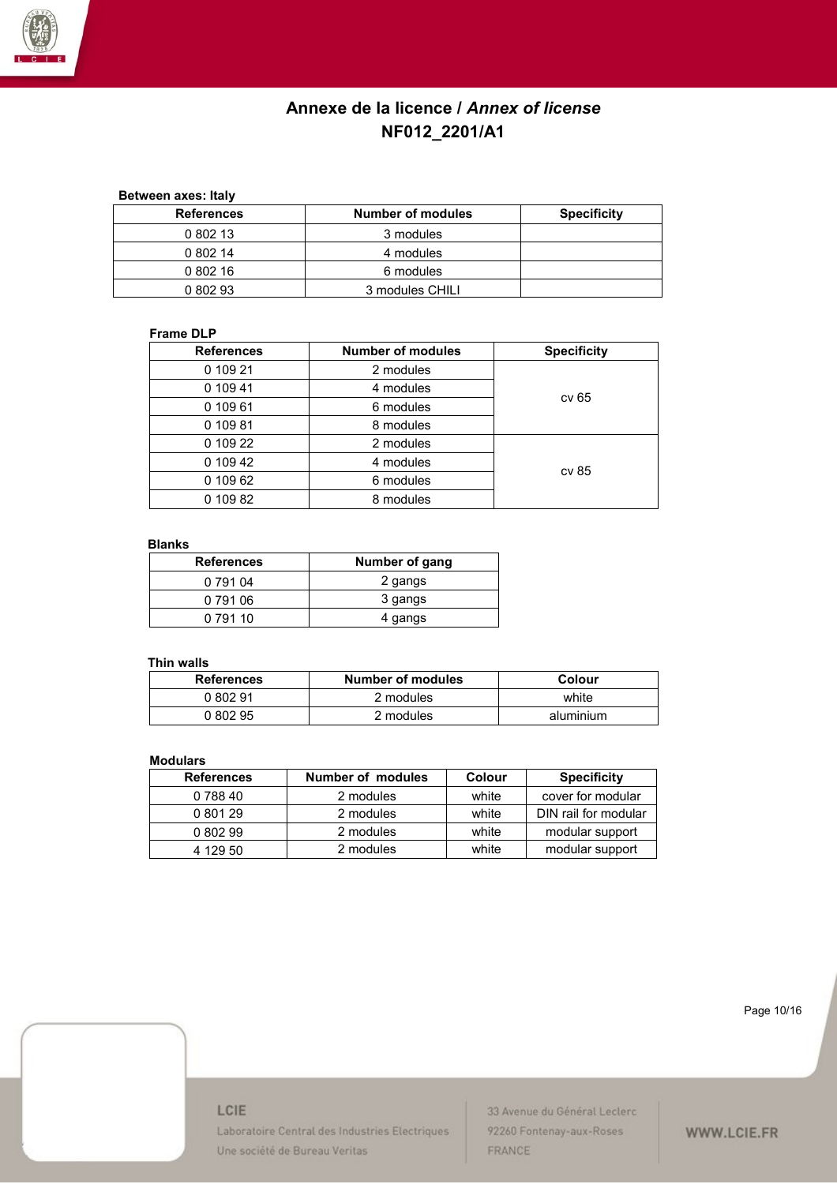# Annexe de la licence / *Annex of license*
## NF012_2201/A1

**Between axes: Italy**

| References | Number of modules | Specificity |
|---|---|---|
| 0 802 13 | 3 modules | |
| 0 802 14 | 4 modules | |
| 0 802 16 | 6 modules | |
| 0 802 93 | 3 modules CHILI | |

**Frame DLP**

| References | Number of modules | Specificity |
|---|---|---|
| 0 109 21 | 2 modules | cv 65 |
| 0 109 41 | 4 modules | |
| 0 109 61 | 6 modules | |
| 0 109 81 | 8 modules | |
| 0 109 22 | 2 modules | cv 85 |
| 0 109 42 | 4 modules | |
| 0 109 62 | 6 modules | |
| 0 109 82 | 8 modules | |

**Blanks**

| References | Number of gang |
|---|---|
| 0 791 04 | 2 gangs |
| 0 791 06 | 3 gangs |
| 0 791 10 | 4 gangs |

**Thin walls**

| References | Number of modules | Colour |
|---|---|---|
| 0 802 91 | 2 modules | white |
| 0 802 95 | 2 modules | aluminium |

**Modulars**

| References | Number of modules | Colour | Specificity |
|---|---|---|---|
| 0 788 40 | 2 modules | white | cover for modular |
| 0 801 29 | 2 modules | white | DIN rail for modular |
| 0 802 99 | 2 modules | white | modular support |
| 4 129 50 | 2 modules | white | modular support |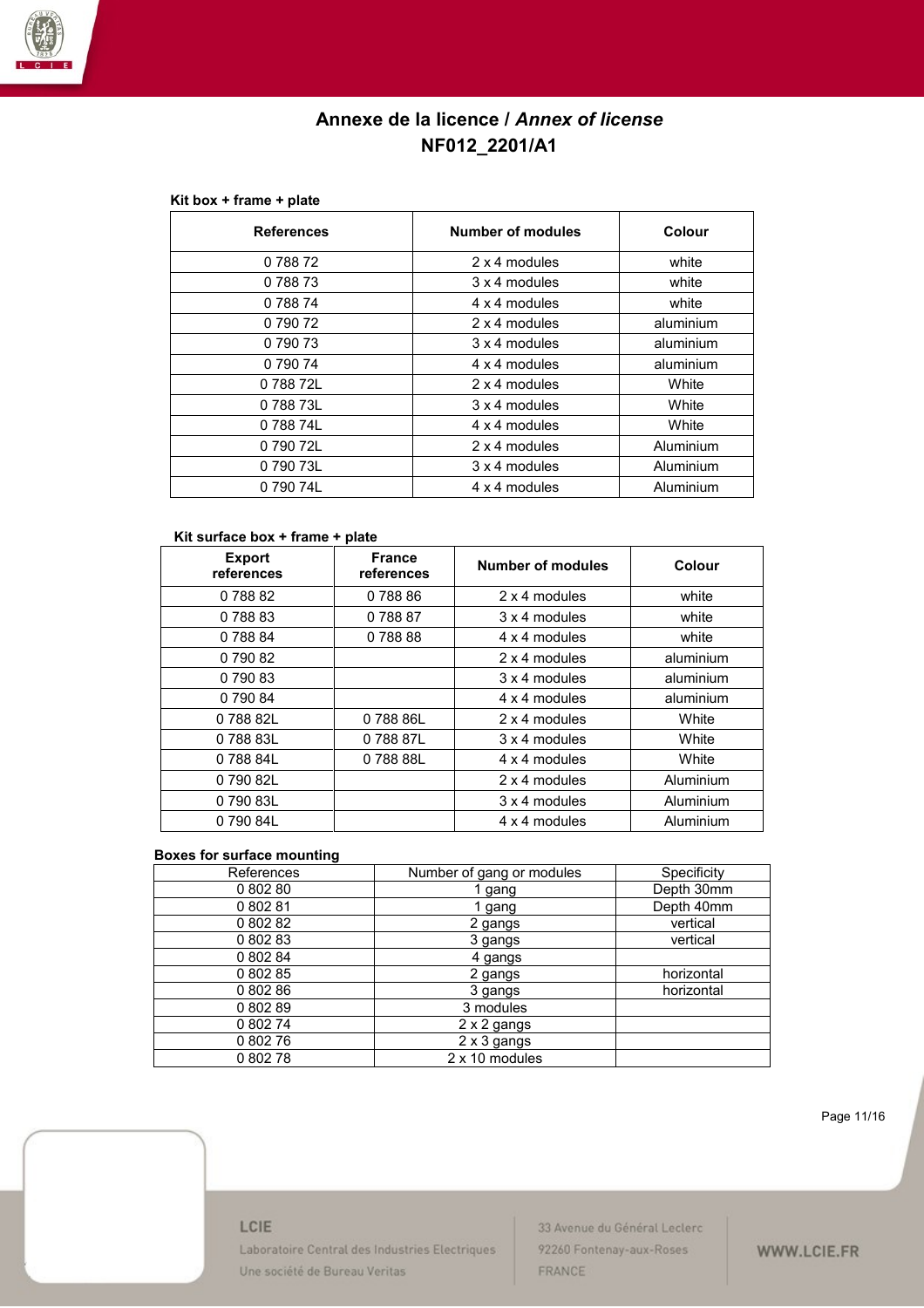# Annexe de la licence / *Annex of license*
# NF012_2201/A1

**Kit box + frame + plate**

| References | Number of modules | Colour |
|---|---|---|
| 0 788 72 | 2 x 4 modules | white |
| 0 788 73 | 3 x 4 modules | white |
| 0 788 74 | 4 x 4 modules | white |
| 0 790 72 | 2 x 4 modules | aluminium |
| 0 790 73 | 3 x 4 modules | aluminium |
| 0 790 74 | 4 x 4 modules | aluminium |
| 0 788 72L | 2 x 4 modules | White |
| 0 788 73L | 3 x 4 modules | White |
| 0 788 74L | 4 x 4 modules | White |
| 0 790 72L | 2 x 4 modules | Aluminium |
| 0 790 73L | 3 x 4 modules | Aluminium |
| 0 790 74L | 4 x 4 modules | Aluminium |

**Kit surface box + frame + plate**

| Export references | France references | Number of modules | Colour |
|---|---|---|---|
| 0 788 82 | 0 788 86 | 2 x 4 modules | white |
| 0 788 83 | 0 788 87 | 3 x 4 modules | white |
| 0 788 84 | 0 788 88 | 4 x 4 modules | white |
| 0 790 82 | | 2 x 4 modules | aluminium |
| 0 790 83 | | 3 x 4 modules | aluminium |
| 0 790 84 | | 4 x 4 modules | aluminium |
| 0 788 82L | 0 788 86L | 2 x 4 modules | White |
| 0 788 83L | 0 788 87L | 3 x 4 modules | White |
| 0 788 84L | 0 788 88L | 4 x 4 modules | White |
| 0 790 82L | | 2 x 4 modules | Aluminium |
| 0 790 83L | | 3 x 4 modules | Aluminium |
| 0 790 84L | | 4 x 4 modules | Aluminium |

**Boxes for surface mounting**

| References | Number of gang or modules | Specificity |
|---|---|---|
| 0 802 80 | 1 gang | Depth 30mm |
| 0 802 81 | 1 gang | Depth 40mm |
| 0 802 82 | 2 gangs | vertical |
| 0 802 83 | 3 gangs | vertical |
| 0 802 84 | 4 gangs | |
| 0 802 85 | 2 gangs | horizontal |
| 0 802 86 | 3 gangs | horizontal |
| 0 802 89 | 3 modules | |
| 0 802 74 | 2 x 2 gangs | |
| 0 802 76 | 2 x 3 gangs | |
| 0 802 78 | 2 x 10 modules | |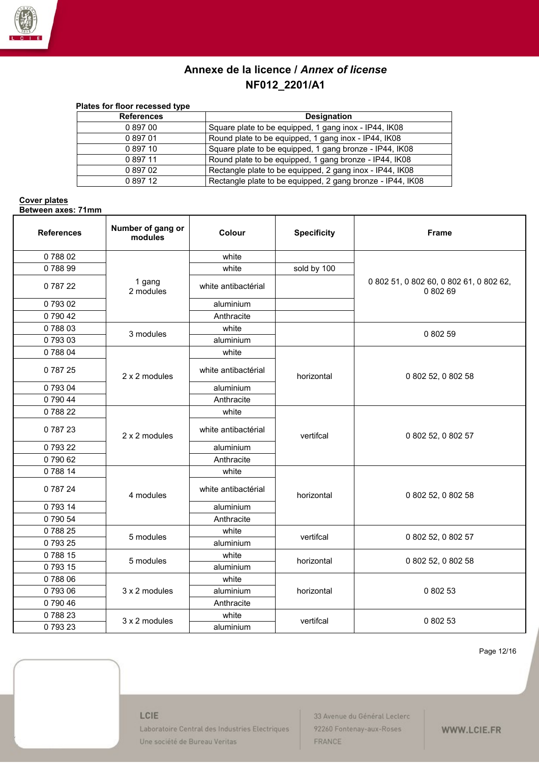## Annexe de la licence / *Annex of license*

## NF012_2201/A1

**Plates for floor recessed type**

| References | Designation |
|---|---|
| 0 897 00 | Square plate to be equipped, 1 gang inox - IP44, IK08 |
| 0 897 01 | Round plate to be equipped, 1 gang inox - IP44, IK08 |
| 0 897 10 | Square plate to be equipped, 1 gang bronze - IP44, IK08 |
| 0 897 11 | Round plate to be equipped, 1 gang bronze - IP44, IK08 |
| 0 897 02 | Rectangle plate to be equipped, 2 gang inox - IP44, IK08 |
| 0 897 12 | Rectangle plate to be equipped, 2 gang bronze - IP44, IK08 |

**Cover plates**

**Between axes: 71mm**

| References | Number of gang or modules | Colour | Specificity | Frame |
|---|---|---|---|---|
| 0 788 02 | 1 gang 2 modules | white | | 0 802 51, 0 802 60, 0 802 61, 0 802 62, 0 802 69 |
| 0 788 99 | | white | sold by 100 | |
| 0 787 22 | | white antibactérial | | |
| 0 793 02 | | aluminium | | |
| 0 790 42 | | Anthracite | | |
| 0 788 03 | 3 modules | white | | 0 802 59 |
| 0 793 03 | | aluminium | | |
| 0 788 04 | 2 x 2 modules | white | horizontal | 0 802 52, 0 802 58 |
| 0 787 25 | | white antibactérial | | |
| 0 793 04 | | aluminium | | |
| 0 790 44 | | Anthracite | | |
| 0 788 22 | 2 x 2 modules | white | vertifcal | 0 802 52, 0 802 57 |
| 0 787 23 | | white antibactérial | | |
| 0 793 22 | | aluminium | | |
| 0 790 62 | | Anthracite | | |
| 0 788 14 | 4 modules | white | horizontal | 0 802 52, 0 802 58 |
| 0 787 24 | | white antibactérial | | |
| 0 793 14 | | aluminium | | |
| 0 790 54 | | Anthracite | | |
| 0 788 25 | 5 modules | white | vertifcal | 0 802 52, 0 802 57 |
| 0 793 25 | | aluminium | | |
| 0 788 15 | 5 modules | white | horizontal | 0 802 52, 0 802 58 |
| 0 793 15 | | aluminium | | |
| 0 788 06 | 3 x 2 modules | white | horizontal | 0 802 53 |
| 0 793 06 | | aluminium | | |
| 0 790 46 | | Anthracite | | |
| 0 788 23 | 3 x 2 modules | white | vertifcal | 0 802 53 |
| 0 793 23 | | aluminium | | |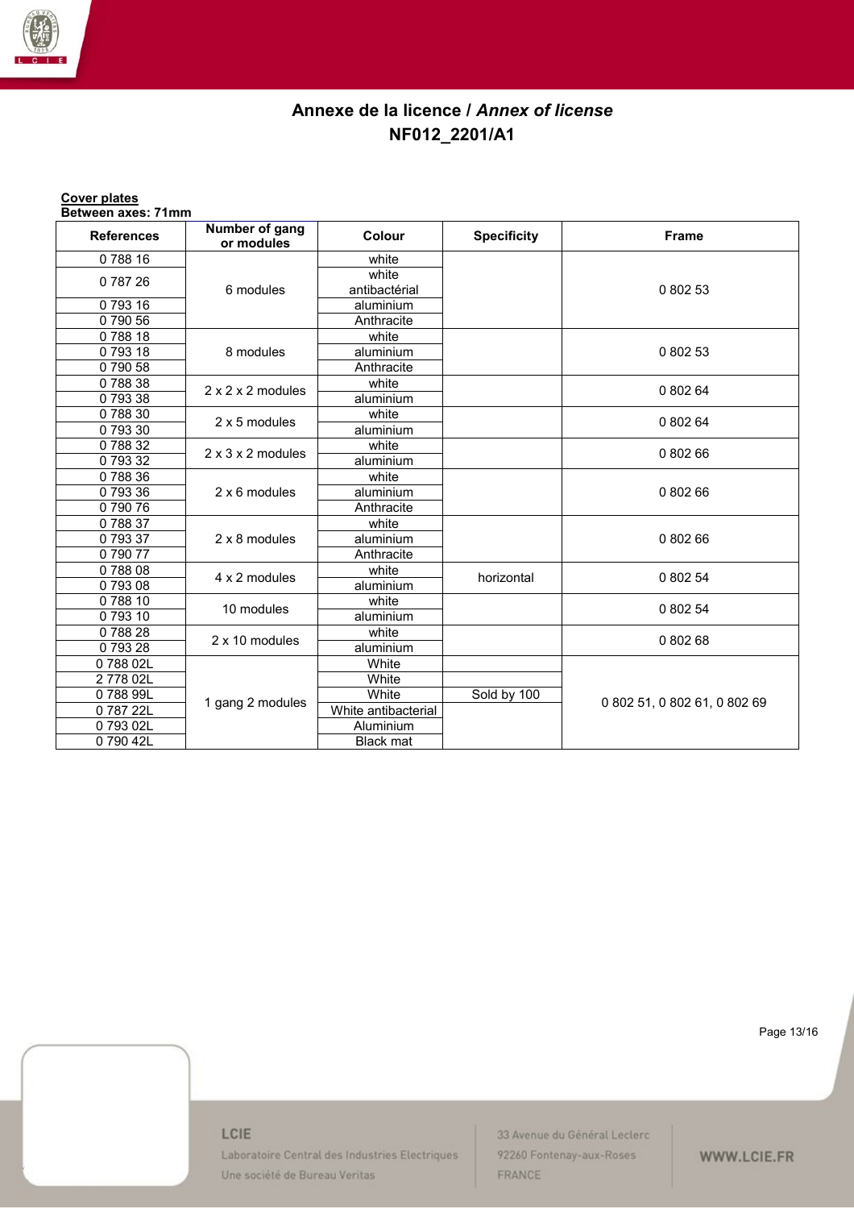# Annexe de la licence / *Annex of license*
## NF012_2201/A1

**Cover plates**
**Between axes: 71mm**

| References | Number of gang or modules | Colour | Specificity | Frame |
|---|---|---|---|---|
| 0 788 16 | 6 modules | white | | 0 802 53 |
| 0 787 26 | | white antibactérial | | |
| 0 793 16 | | aluminium | | |
| 0 790 56 | | Anthracite | | |
| 0 788 18 | 8 modules | white | | 0 802 53 |
| 0 793 18 | | aluminium | | |
| 0 790 58 | | Anthracite | | |
| 0 788 38 | 2 x 2 x 2 modules | white | | 0 802 64 |
| 0 793 38 | | aluminium | | |
| 0 788 30 | 2 x 5 modules | white | | 0 802 64 |
| 0 793 30 | | aluminium | | |
| 0 788 32 | 2 x 3 x 2 modules | white | | 0 802 66 |
| 0 793 32 | | aluminium | | |
| 0 788 36 | 2 x 6 modules | white | | 0 802 66 |
| 0 793 36 | | aluminium | | |
| 0 790 76 | | Anthracite | | |
| 0 788 37 | 2 x 8 modules | white | | 0 802 66 |
| 0 793 37 | | aluminium | | |
| 0 790 77 | | Anthracite | | |
| 0 788 08 | 4 x 2 modules | white | horizontal | 0 802 54 |
| 0 793 08 | | aluminium | | |
| 0 788 10 | 10 modules | white | | 0 802 54 |
| 0 793 10 | | aluminium | | |
| 0 788 28 | 2 x 10 modules | white | | 0 802 68 |
| 0 793 28 | | aluminium | | |
| 0 788 02L | 1 gang 2 modules | White | | 0 802 51, 0 802 61, 0 802 69 |
| 2 778 02L | | White | | |
| 0 788 99L | | White | Sold by 100 | |
| 0 787 22L | | White antibacterial | | |
| 0 793 02L | | Aluminium | | |
| 0 790 42L | | Black mat | | |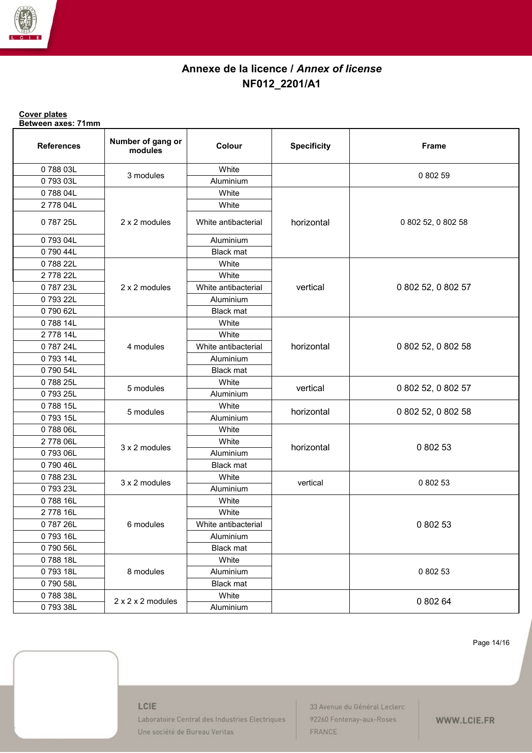# Annexe de la licence / *Annex of license*
# NF012_2201/A1

**Cover plates**
**Between axes: 71mm**

| References | Number of gang or modules | Colour | Specificity | Frame |
|---|---|---|---|---|
| 0 788 03L | 3 modules | White | | 0 802 59 |
| 0 793 03L | | Aluminium | | |
| 0 788 04L | 2 x 2 modules | White | horizontal | 0 802 52, 0 802 58 |
| 2 778 04L | | White | | |
| 0 787 25L | | White antibacterial | | |
| 0 793 04L | | Aluminium | | |
| 0 790 44L | | Black mat | | |
| 0 788 22L | 2 x 2 modules | White | vertical | 0 802 52, 0 802 57 |
| 2 778 22L | | White | | |
| 0 787 23L | | White antibacterial | | |
| 0 793 22L | | Aluminium | | |
| 0 790 62L | | Black mat | | |
| 0 788 14L | 4 modules | White | horizontal | 0 802 52, 0 802 58 |
| 2 778 14L | | White | | |
| 0 787 24L | | White antibacterial | | |
| 0 793 14L | | Aluminium | | |
| 0 790 54L | | Black mat | | |
| 0 788 25L | 5 modules | White | vertical | 0 802 52, 0 802 57 |
| 0 793 25L | | Aluminium | | |
| 0 788 15L | 5 modules | White | horizontal | 0 802 52, 0 802 58 |
| 0 793 15L | | Aluminium | | |
| 0 788 06L | 3 x 2 modules | White | horizontal | 0 802 53 |
| 2 778 06L | | White | | |
| 0 793 06L | | Aluminium | | |
| 0 790 46L | | Black mat | | |
| 0 788 23L | 3 x 2 modules | White | vertical | 0 802 53 |
| 0 793 23L | | Aluminium | | |
| 0 788 16L | 6 modules | White | | 0 802 53 |
| 2 778 16L | | White | | |
| 0 787 26L | | White antibacterial | | |
| 0 793 16L | | Aluminium | | |
| 0 790 56L | | Black mat | | |
| 0 788 18L | 8 modules | White | | 0 802 53 |
| 0 793 18L | | Aluminium | | |
| 0 790 58L | | Black mat | | |
| 0 788 38L | 2 x 2 x 2 modules | White | | 0 802 64 |
| 0 793 38L | | Aluminium | | |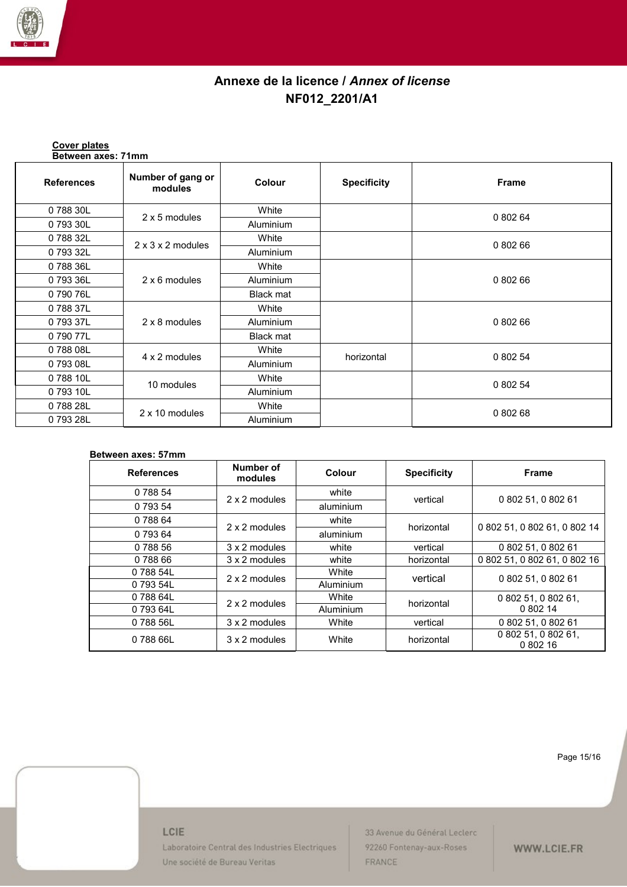# Annexe de la licence / *Annex of license*
# NF012_2201/A1

**Cover plates**
**Between axes: 71mm**

| References | Number of gang or modules | Colour | Specificity | Frame |
|---|---|---|---|---|
| 0 788 30L | 2 x 5 modules | White | | 0 802 64 |
| 0 793 30L | | Aluminium | | |
| 0 788 32L | 2 x 3 x 2 modules | White | | 0 802 66 |
| 0 793 32L | | Aluminium | | |
| 0 788 36L | 2 x 6 modules | White | | 0 802 66 |
| 0 793 36L | | Aluminium | | |
| 0 790 76L | | Black mat | | |
| 0 788 37L | 2 x 8 modules | White | | 0 802 66 |
| 0 793 37L | | Aluminium | | |
| 0 790 77L | | Black mat | | |
| 0 788 08L | 4 x 2 modules | White | horizontal | 0 802 54 |
| 0 793 08L | | Aluminium | | |
| 0 788 10L | 10 modules | White | | 0 802 54 |
| 0 793 10L | | Aluminium | | |
| 0 788 28L | 2 x 10 modules | White | | 0 802 68 |
| 0 793 28L | | Aluminium | | |

**Between axes: 57mm**

| References | Number of modules | Colour | Specificity | Frame |
|---|---|---|---|---|
| 0 788 54 | 2 x 2 modules | white | vertical | 0 802 51, 0 802 61 |
| 0 793 54 | | aluminium | | |
| 0 788 64 | 2 x 2 modules | white | horizontal | 0 802 51, 0 802 61, 0 802 14 |
| 0 793 64 | | aluminium | | |
| 0 788 56 | 3 x 2 modules | white | vertical | 0 802 51, 0 802 61 |
| 0 788 66 | 3 x 2 modules | white | horizontal | 0 802 51, 0 802 61, 0 802 16 |
| 0 788 54L | 2 x 2 modules | White | vertical | 0 802 51, 0 802 61 |
| 0 793 54L | | Aluminium | | |
| 0 788 64L | 2 x 2 modules | White | horizontal | 0 802 51, 0 802 61, 0 802 14 |
| 0 793 64L | | Aluminium | | |
| 0 788 56L | 3 x 2 modules | White | vertical | 0 802 51, 0 802 61 |
| 0 788 66L | 3 x 2 modules | White | horizontal | 0 802 51, 0 802 61, 0 802 16 |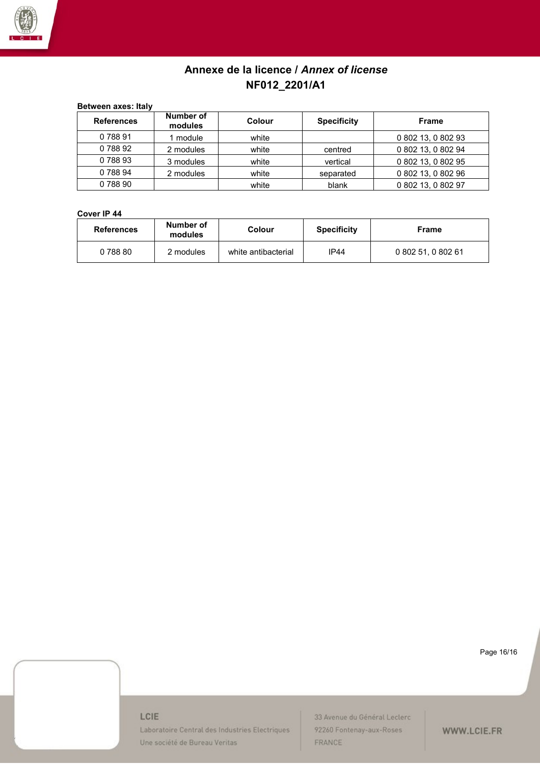## Annexe de la licence / *Annex of license*
## NF012_2201/A1

**Between axes: Italy**

| References | Number of modules | Colour | Specificity | Frame |
|---|---|---|---|---|
| 0 788 91 | 1 module | white | | 0 802 13, 0 802 93 |
| 0 788 92 | 2 modules | white | centred | 0 802 13, 0 802 94 |
| 0 788 93 | 3 modules | white | vertical | 0 802 13, 0 802 95 |
| 0 788 94 | 2 modules | white | separated | 0 802 13, 0 802 96 |
| 0 788 90 | | white | blank | 0 802 13, 0 802 97 |

**Cover IP 44**

| References | Number of modules | Colour | Specificity | Frame |
|---|---|---|---|---|
| 0 788 80 | 2 modules | white antibacterial | IP44 | 0 802 51, 0 802 61 |